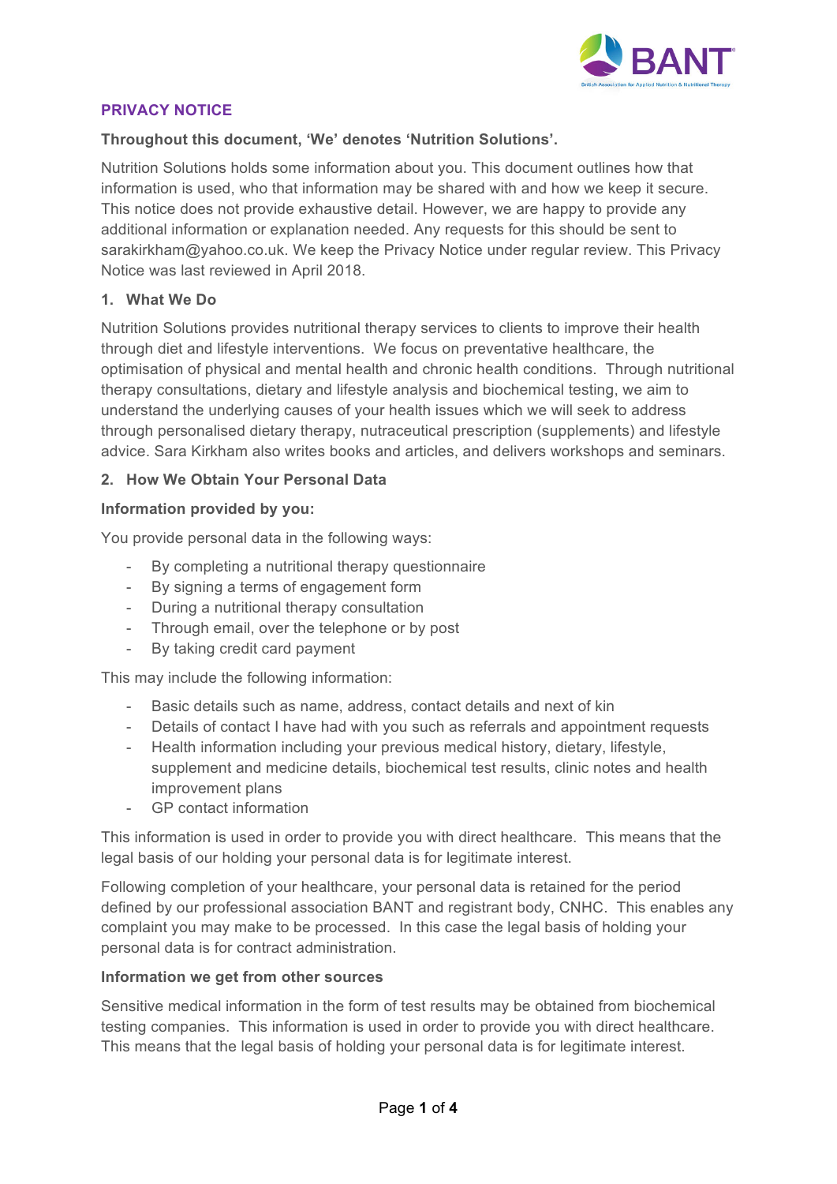# PRIVACY NOTICE

**Throughout this document, 'We' denotes 'Nutrition Solutions'.**

Nutrition Solutions holds some information about you. This document outlines how that information is used, who that information may be shared with and how we keep it secure. This notice does not provide exhaustive detail. However, we are happy to provide any additional information or explanation needed. Any requests for this should be sent to sarakirkham@yahoo.co.uk. We keep the Privacy Notice under regular review. This Privacy Notice was last reviewed in April 2018.

## 1. What We Do

Nutrition Solutions provides nutritional therapy services to clients to improve their health through diet and lifestyle interventions. We focus on preventative healthcare, the optimisation of physical and mental health and chronic health conditions. Through nutritional therapy consultations, dietary and lifestyle analysis and biochemical testing, we aim to understand the underlying causes of your health issues which we will seek to address through personalised dietary therapy, nutraceutical prescription (supplements) and lifestyle advice. Sara Kirkham also writes books and articles, and delivers workshops and seminars.

## 2. How We Obtain Your Personal Data

### Information provided by you:

You provide personal data in the following ways:

- By completing a nutritional therapy questionnaire
- By signing a terms of engagement form
- During a nutritional therapy consultation
- Through email, over the telephone or by post
- By taking credit card payment

This may include the following information:

- Basic details such as name, address, contact details and next of kin
- Details of contact I have had with you such as referrals and appointment requests
- Health information including your previous medical history, dietary, lifestyle, supplement and medicine details, biochemical test results, clinic notes and health improvement plans
- GP contact information

This information is used in order to provide you with direct healthcare. This means that the legal basis of our holding your personal data is for legitimate interest.

Following completion of your healthcare, your personal data is retained for the period defined by our professional association BANT and registrant body, CNHC. This enables any complaint you may make to be processed. In this case the legal basis of holding your personal data is for contract administration.

### Information we get from other sources

Sensitive medical information in the form of test results may be obtained from biochemical testing companies. This information is used in order to provide you with direct healthcare. This means that the legal basis of holding your personal data is for legitimate interest.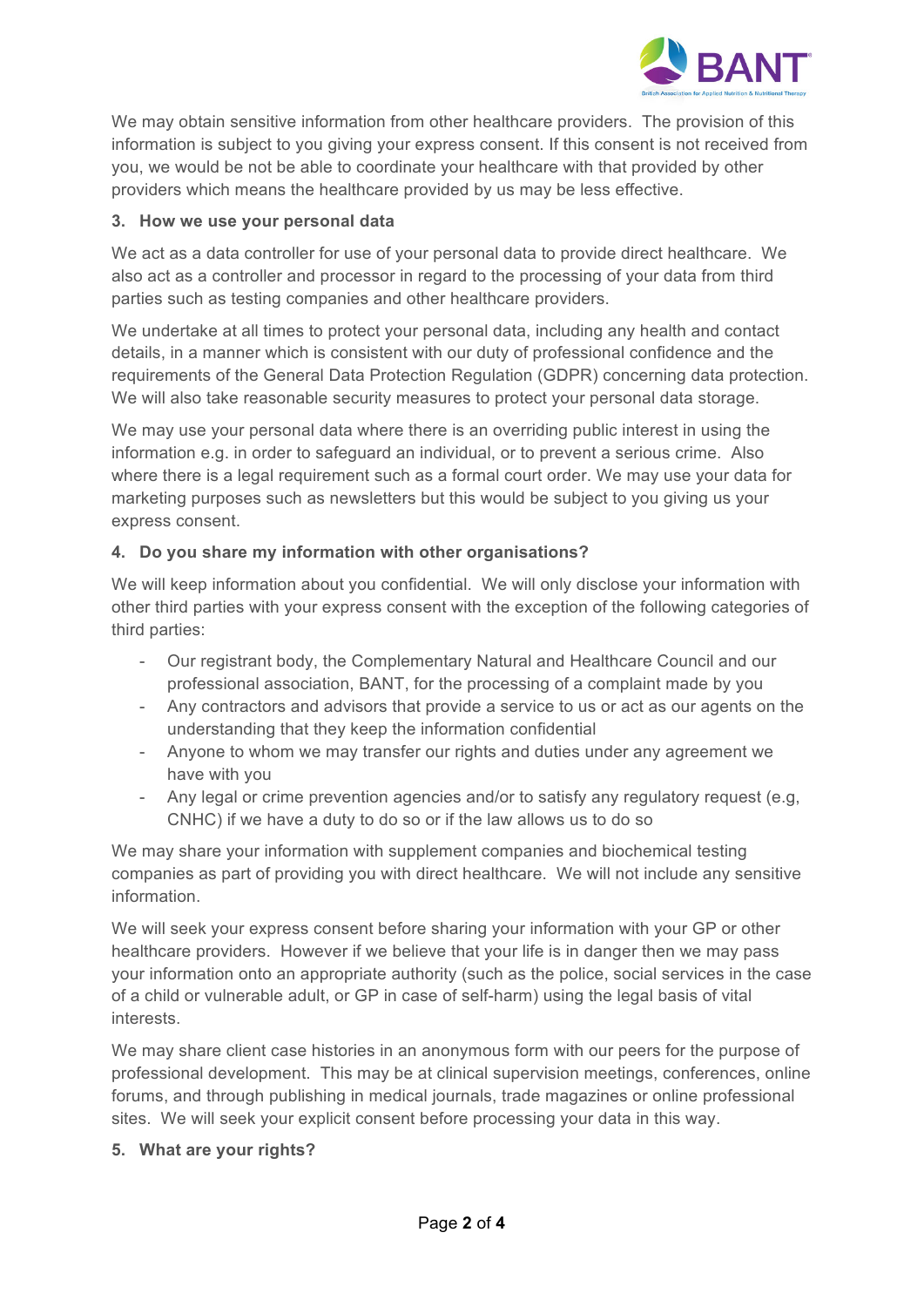We may obtain sensitive information from other healthcare providers. The provision of this information is subject to you giving your express consent. If this consent is not received from you, we would be not be able to coordinate your healthcare with that provided by other providers which means the healthcare provided by us may be less effective.

### 3. How we use your personal data

We act as a data controller for use of your personal data to provide direct healthcare. We also act as a controller and processor in regard to the processing of your data from third parties such as testing companies and other healthcare providers.

We undertake at all times to protect your personal data, including any health and contact details, in a manner which is consistent with our duty of professional confidence and the requirements of the General Data Protection Regulation (GDPR) concerning data protection. We will also take reasonable security measures to protect your personal data storage.

We may use your personal data where there is an overriding public interest in using the information e.g. in order to safeguard an individual, or to prevent a serious crime. Also where there is a legal requirement such as a formal court order. We may use your data for marketing purposes such as newsletters but this would be subject to you giving us your express consent.

### 4. Do you share my information with other organisations?

We will keep information about you confidential. We will only disclose your information with other third parties with your express consent with the exception of the following categories of third parties:

- Our registrant body, the Complementary Natural and Healthcare Council and our professional association, BANT, for the processing of a complaint made by you
- Any contractors and advisors that provide a service to us or act as our agents on the understanding that they keep the information confidential
- Anyone to whom we may transfer our rights and duties under any agreement we have with you
- Any legal or crime prevention agencies and/or to satisfy any regulatory request (e.g, CNHC) if we have a duty to do so or if the law allows us to do so

We may share your information with supplement companies and biochemical testing companies as part of providing you with direct healthcare. We will not include any sensitive information.

We will seek your express consent before sharing your information with your GP or other healthcare providers. However if we believe that your life is in danger then we may pass your information onto an appropriate authority (such as the police, social services in the case of a child or vulnerable adult, or GP in case of self-harm) using the legal basis of vital interests.

We may share client case histories in an anonymous form with our peers for the purpose of professional development. This may be at clinical supervision meetings, conferences, online forums, and through publishing in medical journals, trade magazines or online professional sites. We will seek your explicit consent before processing your data in this way.

### 5. What are your rights?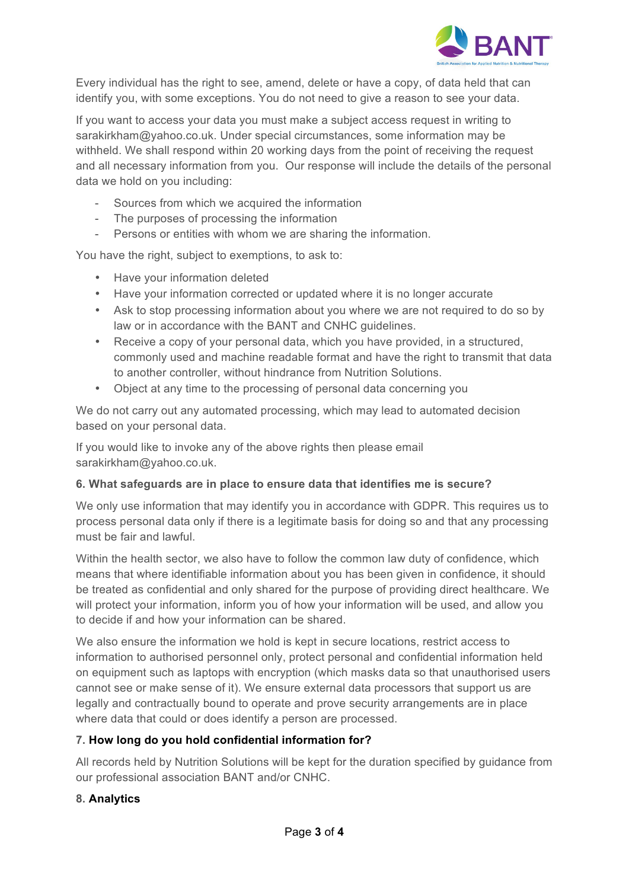Every individual has the right to see, amend, delete or have a copy, of data held that can identify you, with some exceptions. You do not need to give a reason to see your data.

If you want to access your data you must make a subject access request in writing to sarakirkham@yahoo.co.uk. Under special circumstances, some information may be withheld. We shall respond within 20 working days from the point of receiving the request and all necessary information from you. Our response will include the details of the personal data we hold on you including:

- Sources from which we acquired the information
- The purposes of processing the information
- Persons or entities with whom we are sharing the information.

You have the right, subject to exemptions, to ask to:

- Have your information deleted
- Have your information corrected or updated where it is no longer accurate
- Ask to stop processing information about you where we are not required to do so by law or in accordance with the BANT and CNHC guidelines.
- Receive a copy of your personal data, which you have provided, in a structured, commonly used and machine readable format and have the right to transmit that data to another controller, without hindrance from Nutrition Solutions.
- Object at any time to the processing of personal data concerning you

We do not carry out any automated processing, which may lead to automated decision based on your personal data.

If you would like to invoke any of the above rights then please email sarakirkham@yahoo.co.uk.

**6. What safeguards are in place to ensure data that identifies me is secure?**

We only use information that may identify you in accordance with GDPR. This requires us to process personal data only if there is a legitimate basis for doing so and that any processing must be fair and lawful.

Within the health sector, we also have to follow the common law duty of confidence, which means that where identifiable information about you has been given in confidence, it should be treated as confidential and only shared for the purpose of providing direct healthcare. We will protect your information, inform you of how your information will be used, and allow you to decide if and how your information can be shared.

We also ensure the information we hold is kept in secure locations, restrict access to information to authorised personnel only, protect personal and confidential information held on equipment such as laptops with encryption (which masks data so that unauthorised users cannot see or make sense of it). We ensure external data processors that support us are legally and contractually bound to operate and prove security arrangements are in place where data that could or does identify a person are processed.

**7. How long do you hold confidential information for?**

All records held by Nutrition Solutions will be kept for the duration specified by guidance from our professional association BANT and/or CNHC.

**8. Analytics**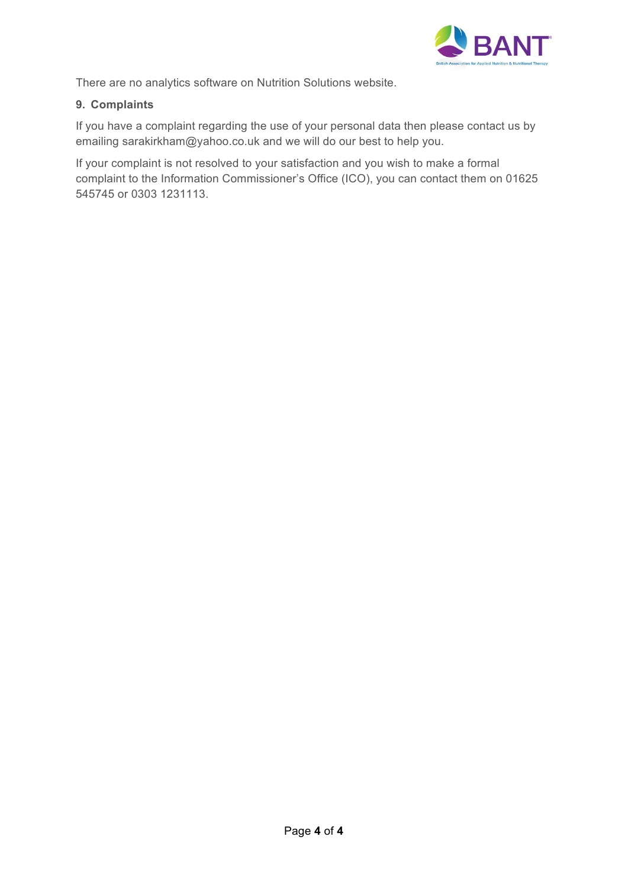There are no analytics software on Nutrition Solutions website.

## 9. Complaints

If you have a complaint regarding the use of your personal data then please contact us by emailing sarakirkham@yahoo.co.uk and we will do our best to help you.

If your complaint is not resolved to your satisfaction and you wish to make a formal complaint to the Information Commissioner's Office (ICO), you can contact them on 01625 545745 or 0303 1231113.